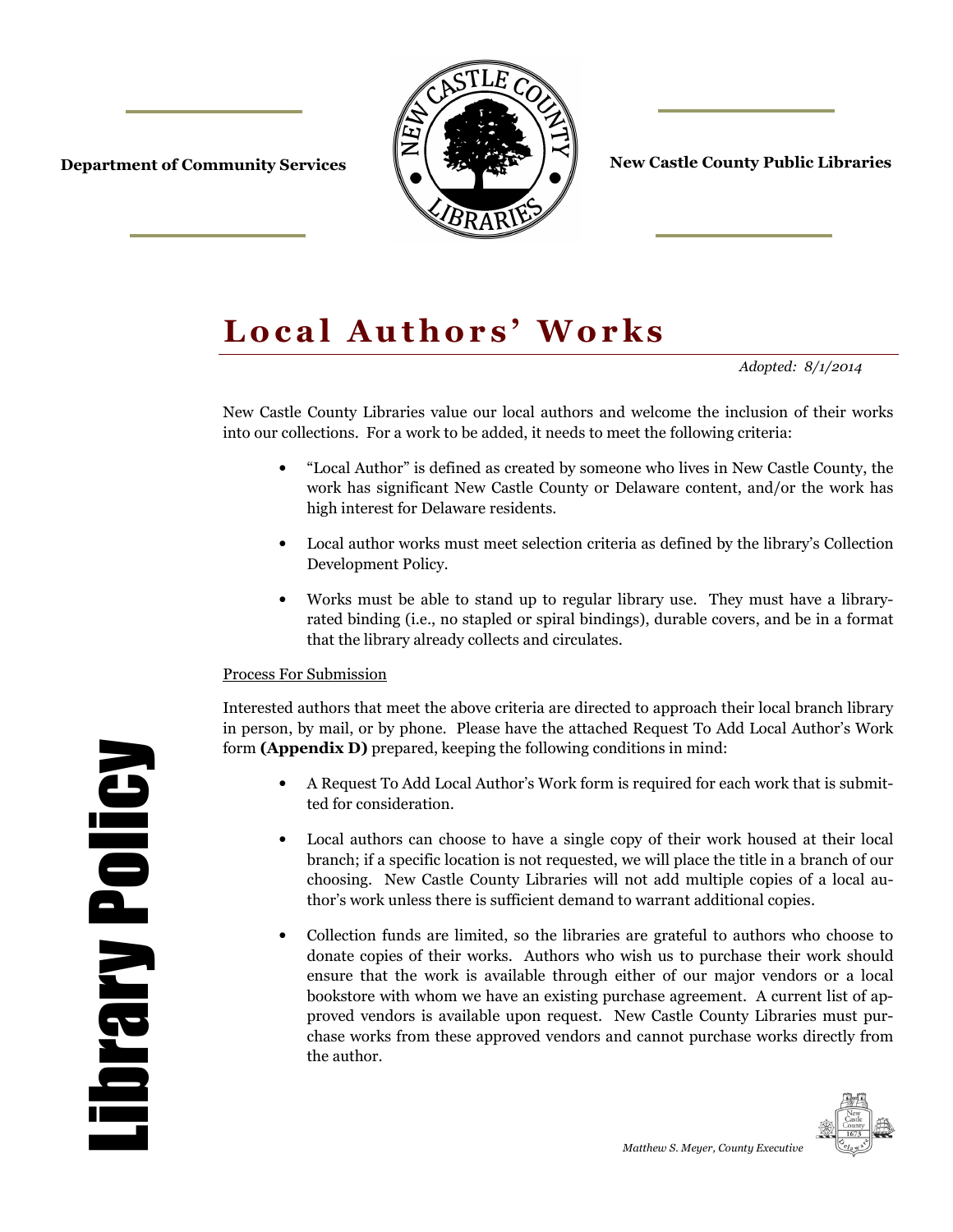Department of Community Services

New Castle County Public Libraries

# Local Authors' Works

*Adopted: 8/1/2014*

New Castle County Libraries value our local authors and welcome the inclusion of their works into our collections. For a work to be added, it needs to meet the following criteria:

- "Local Author" is defined as created by someone who lives in New Castle County, the work has significant New Castle County or Delaware content, and/or the work has high interest for Delaware residents.
- Local author works must meet selection criteria as defined by the library's Collection Development Policy.
- Works must be able to stand up to regular library use. They must have a library-rated binding (i.e., no stapled or spiral bindings), durable covers, and be in a format that the library already collects and circulates.

## Process For Submission

Interested authors that meet the above criteria are directed to approach their local branch library in person, by mail, or by phone. Please have the attached Request To Add Local Author's Work form **(Appendix D)** prepared, keeping the following conditions in mind:

- A Request To Add Local Author's Work form is required for each work that is submitted for consideration.
- Local authors can choose to have a single copy of their work housed at their local branch; if a specific location is not requested, we will place the title in a branch of our choosing. New Castle County Libraries will not add multiple copies of a local author's work unless there is sufficient demand to warrant additional copies.
- Collection funds are limited, so the libraries are grateful to authors who choose to donate copies of their works. Authors who wish us to purchase their work should ensure that the work is available through either of our major vendors or a local bookstore with whom we have an existing purchase agreement. A current list of approved vendors is available upon request. New Castle County Libraries must purchase works from these approved vendors and cannot purchase works directly from the author.

Library Policy

*Matthew S. Meyer, County Executive*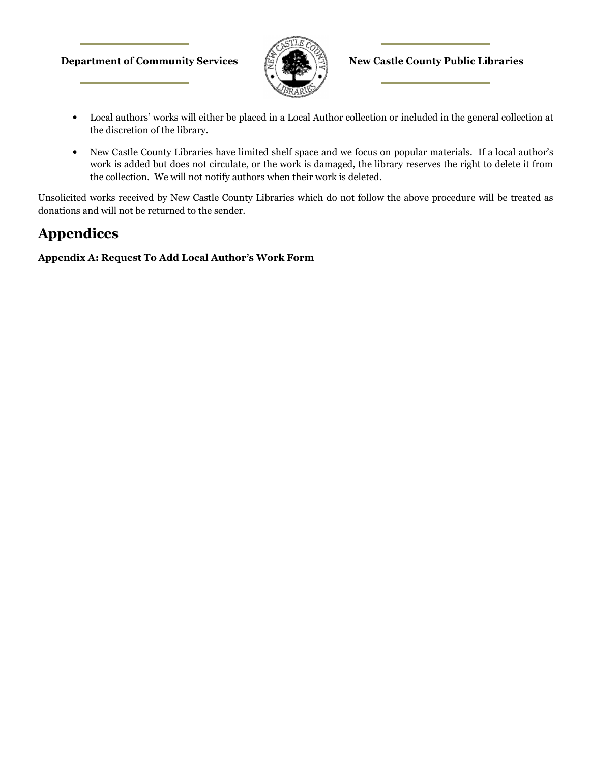- Local authors' works will either be placed in a Local Author collection or included in the general collection at the discretion of the library.

- New Castle County Libraries have limited shelf space and we focus on popular materials. If a local author's work is added but does not circulate, or the work is damaged, the library reserves the right to delete it from the collection. We will not notify authors when their work is deleted.

Unsolicited works received by New Castle County Libraries which do not follow the above procedure will be treated as donations and will not be returned to the sender.

## Appendices

**Appendix A: Request To Add Local Author's Work Form**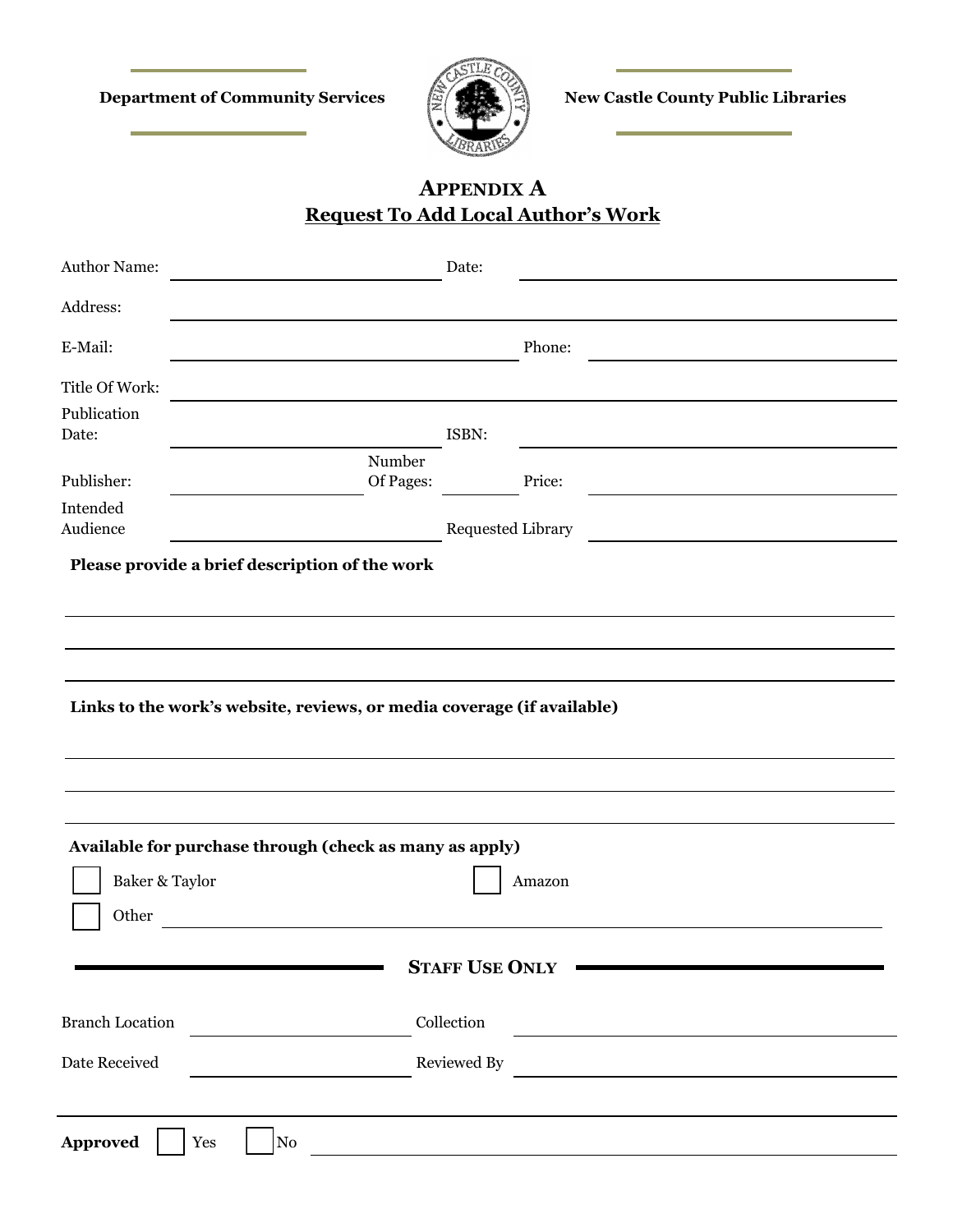Department of Community Services | New Castle County Public Libraries

# APPENDIX A
## Request To Add Local Author's Work

Author Name: ______________________ Date: ______________________

Address: ______________________

E-Mail: ______________________ Phone: ______________________

Title Of Work: ______________________

Publication Date: ______________________ ISBN: ______________________

Publisher: ______________ Number Of Pages: ________ Price: ______________

Intended Audience ______________________ Requested Library ______________________

**Please provide a brief description of the work**

______________________

______________________

______________________

**Links to the work's website, reviews, or media coverage (if available)**

______________________

______________________

______________________

**Available for purchase through (check as many as apply)**

- ☐ Baker & Taylor
- ☐ Amazon
- ☐ Other ______________________

### STAFF USE ONLY

Branch Location ______________________ Collection ______________________

Date Received ______________________ Reviewed By ______________________

**Approved** ☐ Yes ☐ No ______________________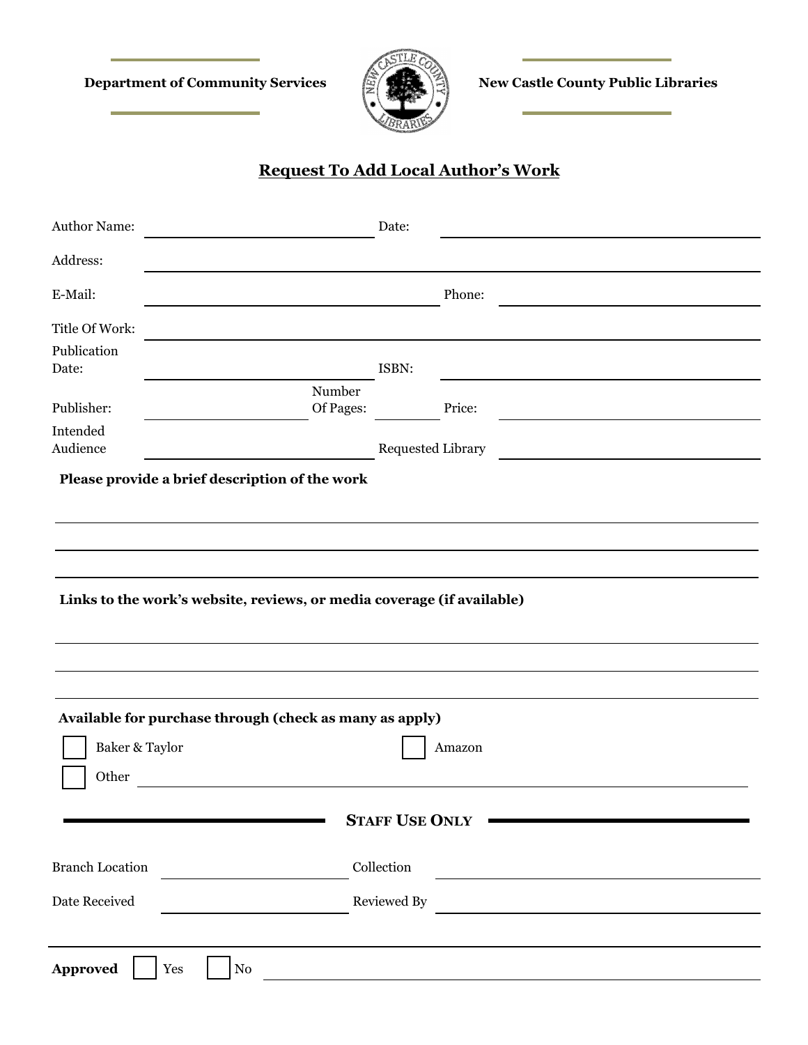**Department of Community Services** | **New Castle County Public Libraries**

## Request To Add Local Author's Work

Author Name: ______________________ Date: ______________________

Address: ______________________________________________

E-Mail: ______________________ Phone: ______________________

Title Of Work: ______________________________________________

Publication Date: ______________________ ISBN: ______________________

Publisher: ______________ Number Of Pages: __________ Price: ______________

Intended Audience ______________________ Requested Library ______________________

**Please provide a brief description of the work**

______________________________________________

______________________________________________

______________________________________________

**Links to the work's website, reviews, or media coverage (if available)**

______________________________________________

______________________________________________

______________________________________________

**Available for purchase through (check as many as apply)**

- ☐ Baker & Taylor
- ☐ Amazon
- ☐ Other ______________________________________________

---

**STAFF USE ONLY**

Branch Location ______________________ Collection ______________________

Date Received ______________________ Reviewed By ______________________

---

**Approved** ☐ Yes ☐ No ______________________________________________